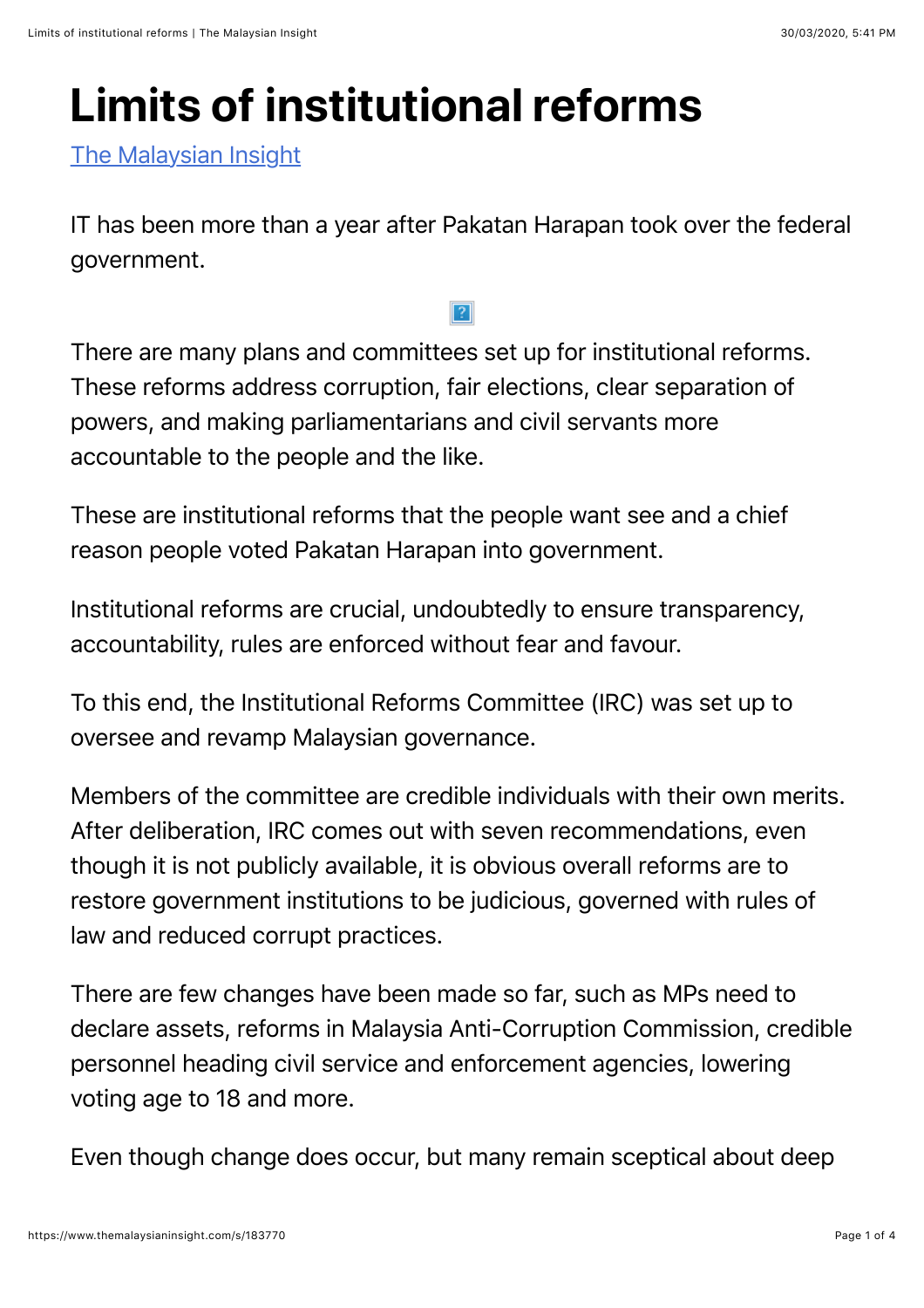# Limits of institutional reforms

The Malaysian Insight

IT has been more than a year after Pakatan Harapan took over the federal government.

There are many plans and committees set up for institutional reforms. These reforms address corruption, fair elections, clear separation of powers, and making parliamentarians and civil servants more accountable to the people and the like.

These are institutional reforms that the people want see and a chief reason people voted Pakatan Harapan into government.

Institutional reforms are crucial, undoubtedly to ensure transparency, accountability, rules are enforced without fear and favour.

To this end, the Institutional Reforms Committee (IRC) was set up to oversee and revamp Malaysian governance.

Members of the committee are credible individuals with their own merits. After deliberation, IRC comes out with seven recommendations, even though it is not publicly available, it is obvious overall reforms are to restore government institutions to be judicious, governed with rules of law and reduced corrupt practices.

There are few changes have been made so far, such as MPs need to declare assets, reforms in Malaysia Anti-Corruption Commission, credible personnel heading civil service and enforcement agencies, lowering voting age to 18 and more.

Even though change does occur, but many remain sceptical about deep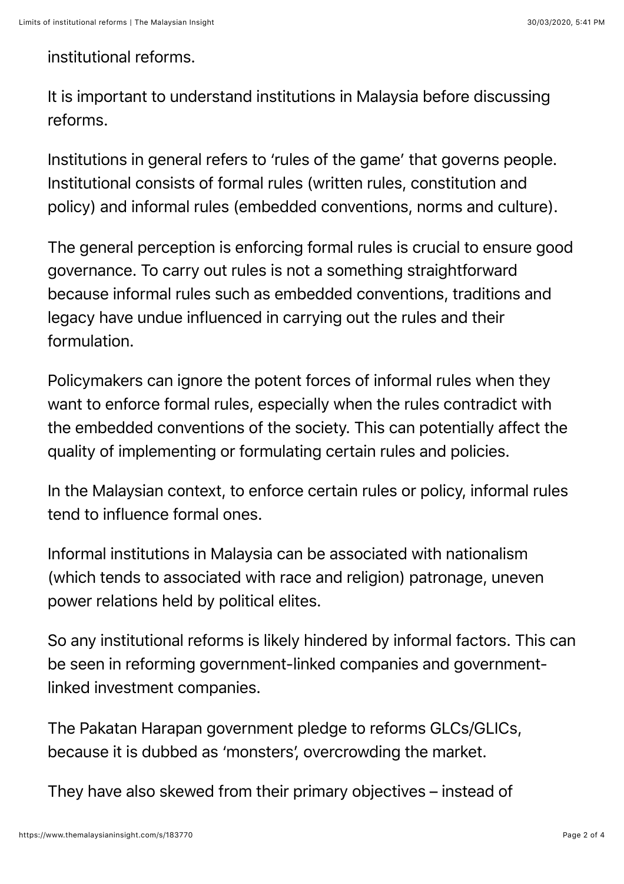institutional reforms.

It is important to understand institutions in Malaysia before discussing reforms.

Institutions in general refers to 'rules of the game' that governs people. Institutional consists of formal rules (written rules, constitution and policy) and informal rules (embedded conventions, norms and culture).

The general perception is enforcing formal rules is crucial to ensure good governance. To carry out rules is not a something straightforward because informal rules such as embedded conventions, traditions and legacy have undue influenced in carrying out the rules and their formulation.

Policymakers can ignore the potent forces of informal rules when they want to enforce formal rules, especially when the rules contradict with the embedded conventions of the society. This can potentially affect the quality of implementing or formulating certain rules and policies.

In the Malaysian context, to enforce certain rules or policy, informal rules tend to influence formal ones.

Informal institutions in Malaysia can be associated with nationalism (which tends to associated with race and religion) patronage, uneven power relations held by political elites.

So any institutional reforms is likely hindered by informal factors. This can be seen in reforming government-linked companies and government-linked investment companies.

The Pakatan Harapan government pledge to reforms GLCs/GLICs, because it is dubbed as 'monsters', overcrowding the market.

They have also skewed from their primary objectives – instead of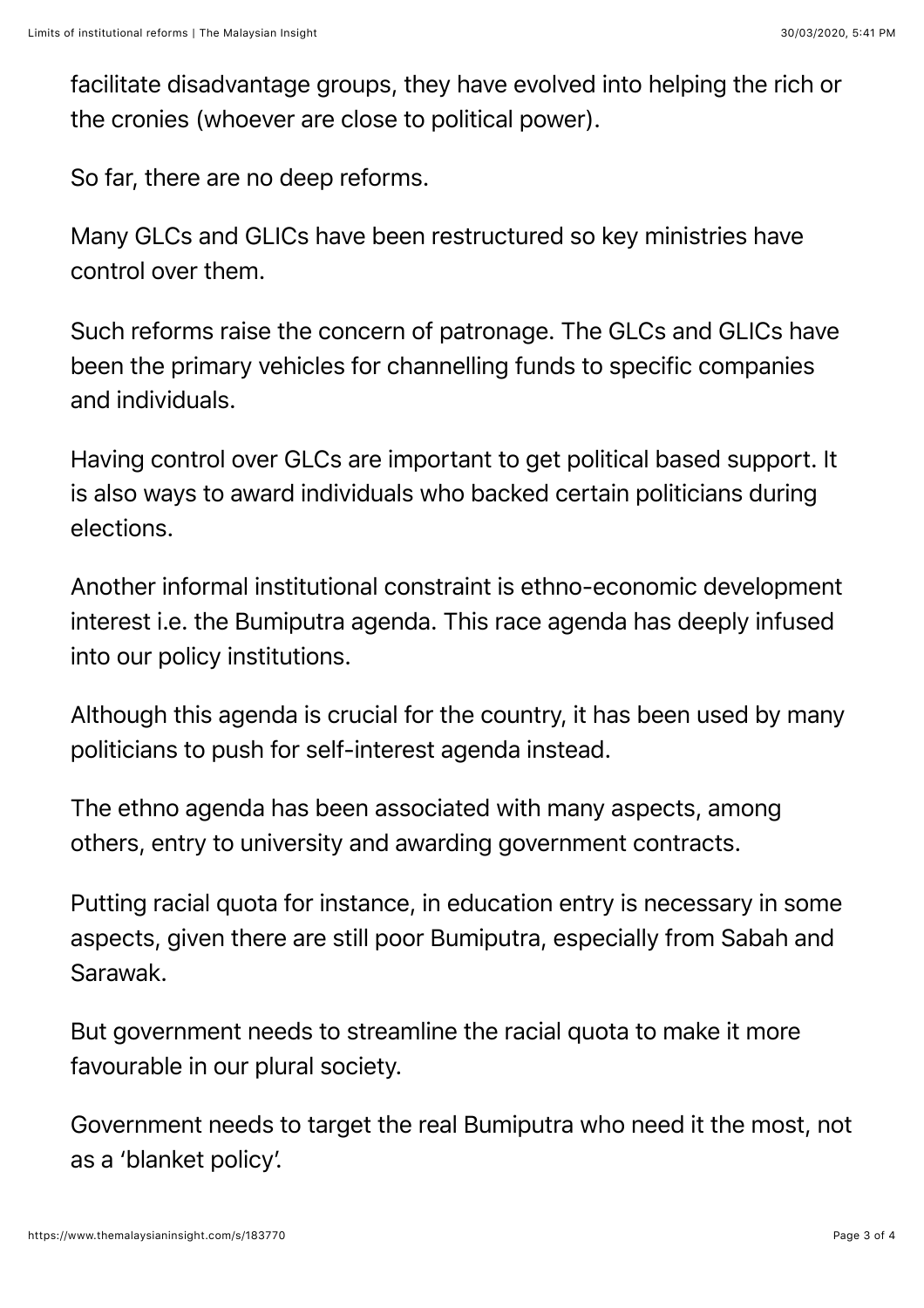facilitate disadvantage groups, they have evolved into helping the rich or the cronies (whoever are close to political power).

So far, there are no deep reforms.

Many GLCs and GLICs have been restructured so key ministries have control over them.

Such reforms raise the concern of patronage. The GLCs and GLICs have been the primary vehicles for channelling funds to specific companies and individuals.

Having control over GLCs are important to get political based support. It is also ways to award individuals who backed certain politicians during elections.

Another informal institutional constraint is ethno-economic development interest i.e. the Bumiputra agenda. This race agenda has deeply infused into our policy institutions.

Although this agenda is crucial for the country, it has been used by many politicians to push for self-interest agenda instead.

The ethno agenda has been associated with many aspects, among others, entry to university and awarding government contracts.

Putting racial quota for instance, in education entry is necessary in some aspects, given there are still poor Bumiputra, especially from Sabah and Sarawak.

But government needs to streamline the racial quota to make it more favourable in our plural society.

Government needs to target the real Bumiputra who need it the most, not as a 'blanket policy'.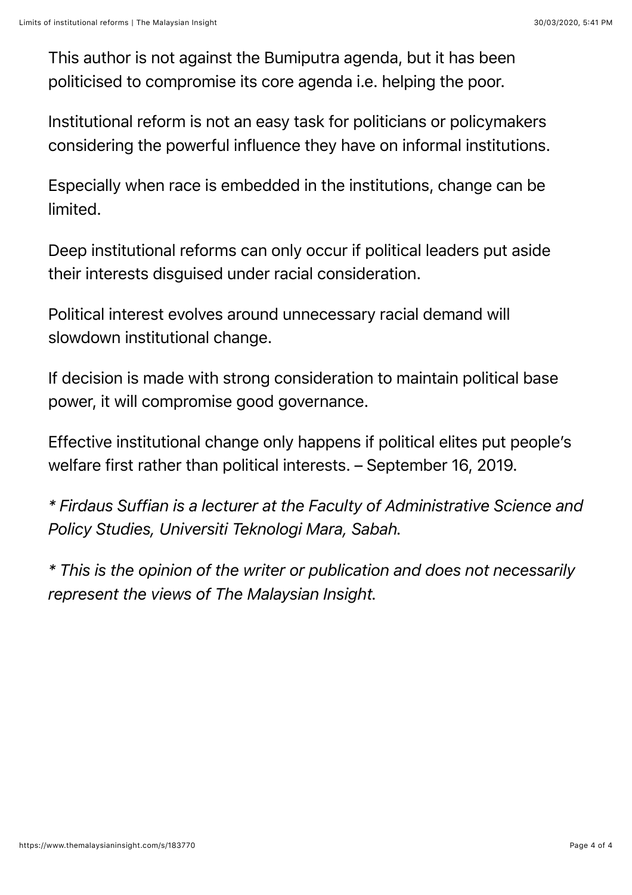This author is not against the Bumiputra agenda, but it has been politicised to compromise its core agenda i.e. helping the poor.

Institutional reform is not an easy task for politicians or policymakers considering the powerful influence they have on informal institutions.

Especially when race is embedded in the institutions, change can be limited.

Deep institutional reforms can only occur if political leaders put aside their interests disguised under racial consideration.

Political interest evolves around unnecessary racial demand will slowdown institutional change.

If decision is made with strong consideration to maintain political base power, it will compromise good governance.

Effective institutional change only happens if political elites put people's welfare first rather than political interests. – September 16, 2019.

*\* Firdaus Suffian is a lecturer at the Faculty of Administrative Science and Policy Studies, Universiti Teknologi Mara, Sabah.*

*\* This is the opinion of the writer or publication and does not necessarily represent the views of The Malaysian Insight.*